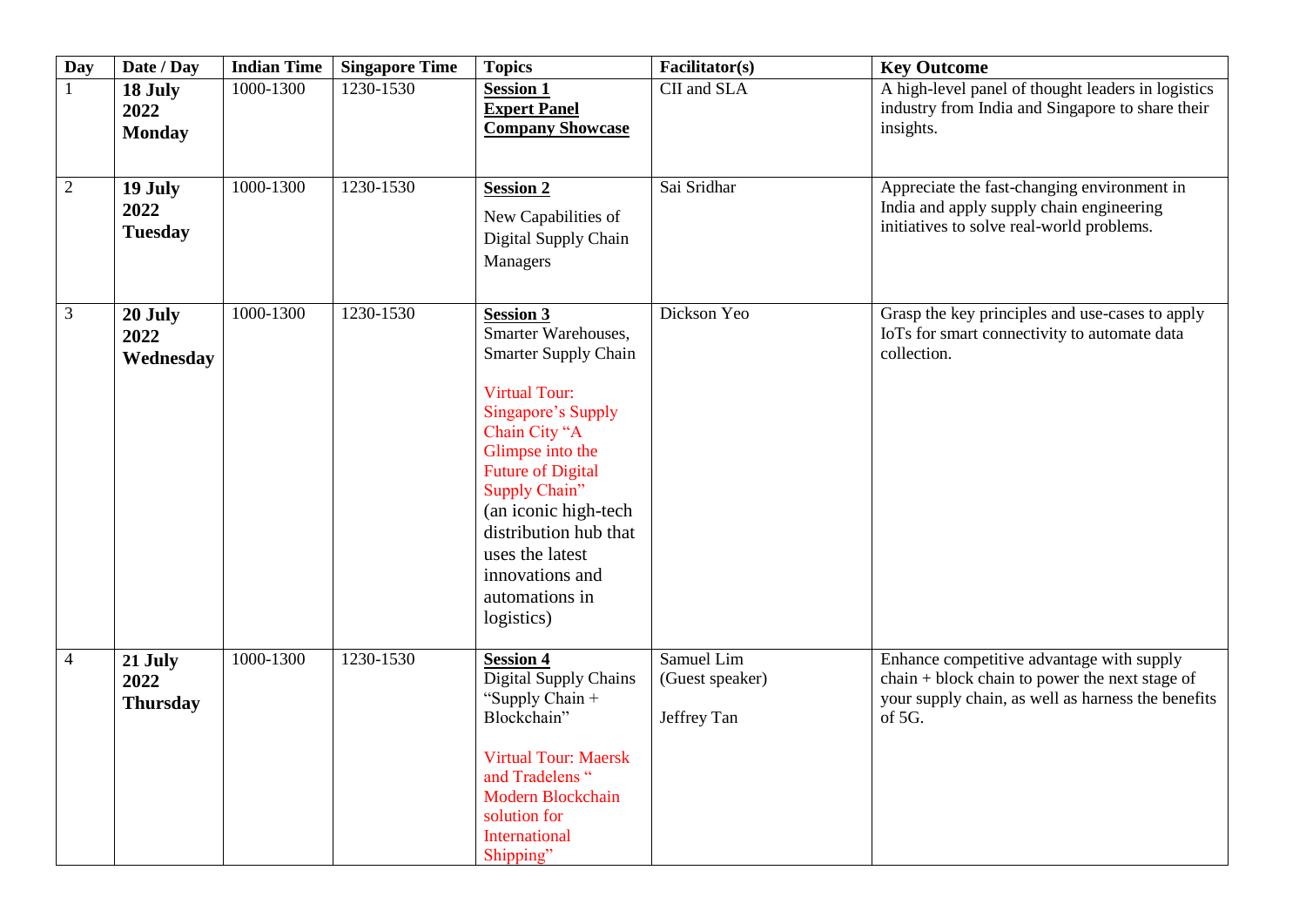| Day | Date / Day | Indian Time | Singapore Time | Topics | Facilitator(s) | Key Outcome |
|---|---|---|---|---|---|---|
| 1 | **18 July 2022 Monday** | 1000-1300 | 1230-1530 | **Session 1** **Expert Panel** **Company Showcase** | CII and SLA | A high-level panel of thought leaders in logistics industry from India and Singapore to share their insights. |
| 2 | **19 July 2022 Tuesday** | 1000-1300 | 1230-1530 | **Session 2** New Capabilities of Digital Supply Chain Managers | Sai Sridhar | Appreciate the fast-changing environment in India and apply supply chain engineering initiatives to solve real-world problems. |
| 3 | **20 July 2022 Wednesday** | 1000-1300 | 1230-1530 | **Session 3** Smarter Warehouses, Smarter Supply Chain<br><br>Virtual Tour: Singapore's Supply Chain City "A Glimpse into the Future of Digital Supply Chain" (an iconic high-tech distribution hub that uses the latest innovations and automations in logistics) | Dickson Yeo | Grasp the key principles and use-cases to apply IoTs for smart connectivity to automate data collection. |
| 4 | **21 July 2022 Thursday** | 1000-1300 | 1230-1530 | **Session 4** Digital Supply Chains "Supply Chain + Blockchain"<br><br>Virtual Tour: Maersk and Tradelens " Modern Blockchain solution for International Shipping" | Samuel Lim (Guest speaker)<br><br>Jeffrey Tan | Enhance competitive advantage with supply chain + block chain to power the next stage of your supply chain, as well as harness the benefits of 5G. |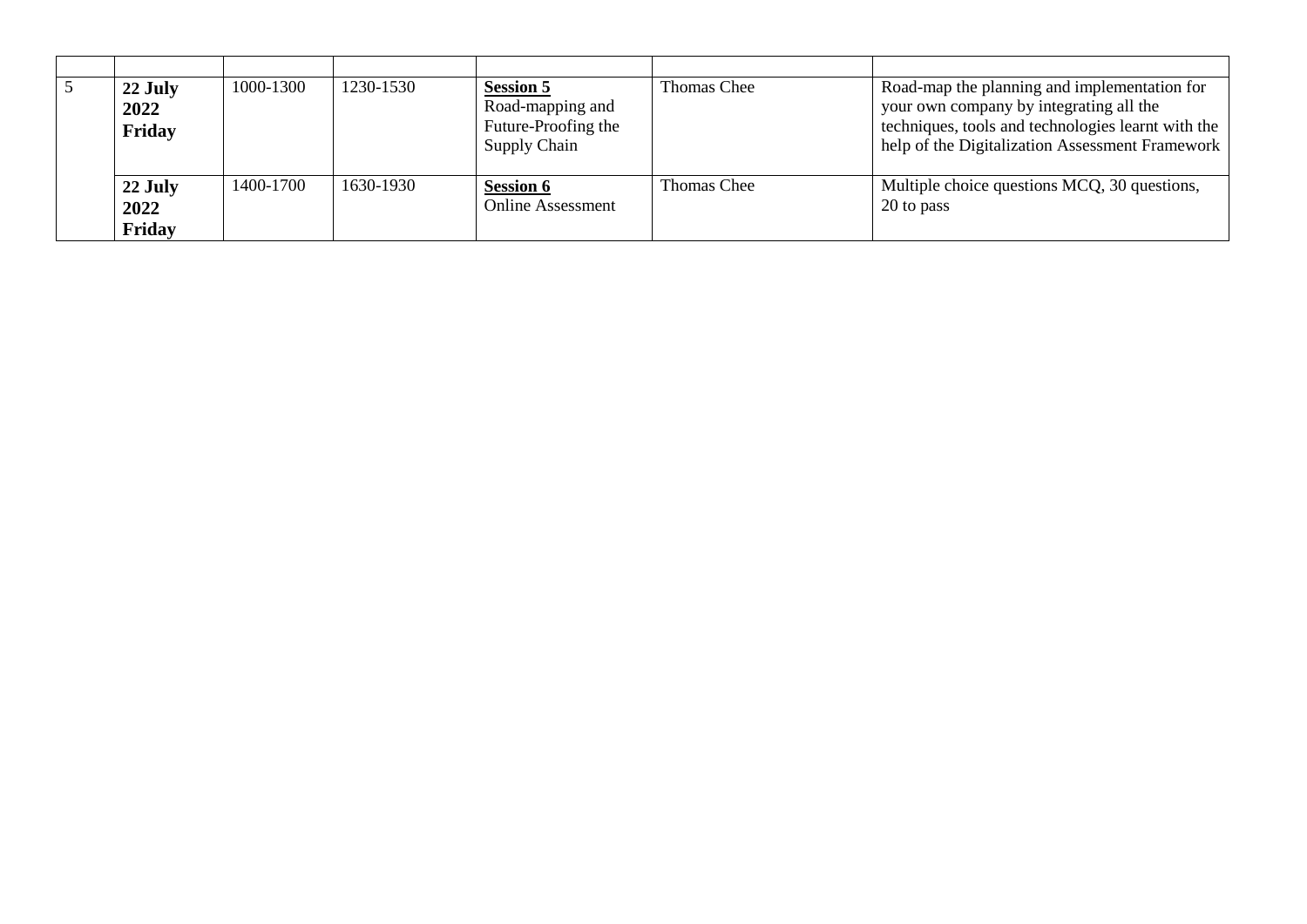| | | | | | | |
|---|---|---|---|---|---|---|
| 5 | **22 July 2022 Friday** | 1000-1300 | 1230-1530 | **Session 5** Road-mapping and Future-Proofing the Supply Chain | Thomas Chee | Road-map the planning and implementation for your own company by integrating all the techniques, tools and technologies learnt with the help of the Digitalization Assessment Framework |
| | **22 July 2022 Friday** | 1400-1700 | 1630-1930 | **Session 6** Online Assessment | Thomas Chee | Multiple choice questions MCQ, 30 questions, 20 to pass |